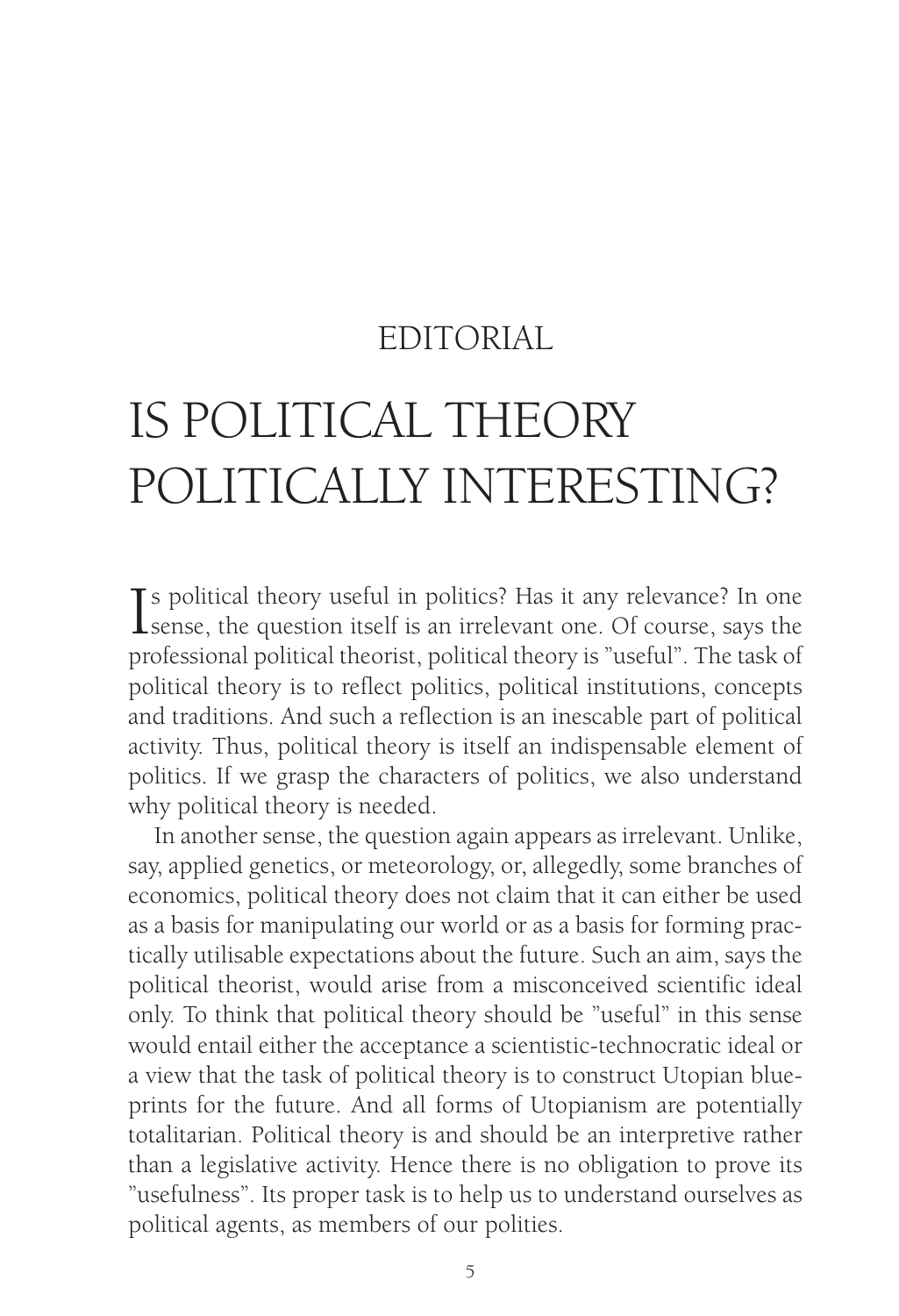EDITORIAL

# IS POLITICAL THEORY POLITICALLY INTERESTING?

Is political theory useful in politics? Has it any relevance? In one sense, the question itself is an irrelevant one. Of course, says the professional political theorist, political theory is "useful". The task of political theory is to reflect politics, political institutions, concepts and traditions. And such a reflection is an inescable part of political activity. Thus, political theory is itself an indispensable element of politics. If we grasp the characters of politics, we also understand why political theory is needed.

In another sense, the question again appears as irrelevant. Unlike, say, applied genetics, or meteorology, or, allegedly, some branches of economics, political theory does not claim that it can either be used as a basis for manipulating our world or as a basis for forming practically utilisable expectations about the future. Such an aim, says the political theorist, would arise from a misconceived scientific ideal only. To think that political theory should be "useful" in this sense would entail either the acceptance a scientistic-technocratic ideal or a view that the task of political theory is to construct Utopian blueprints for the future. And all forms of Utopianism are potentially totalitarian. Political theory is and should be an interpretive rather than a legislative activity. Hence there is no obligation to prove its "usefulness". Its proper task is to help us to understand ourselves as political agents, as members of our polities.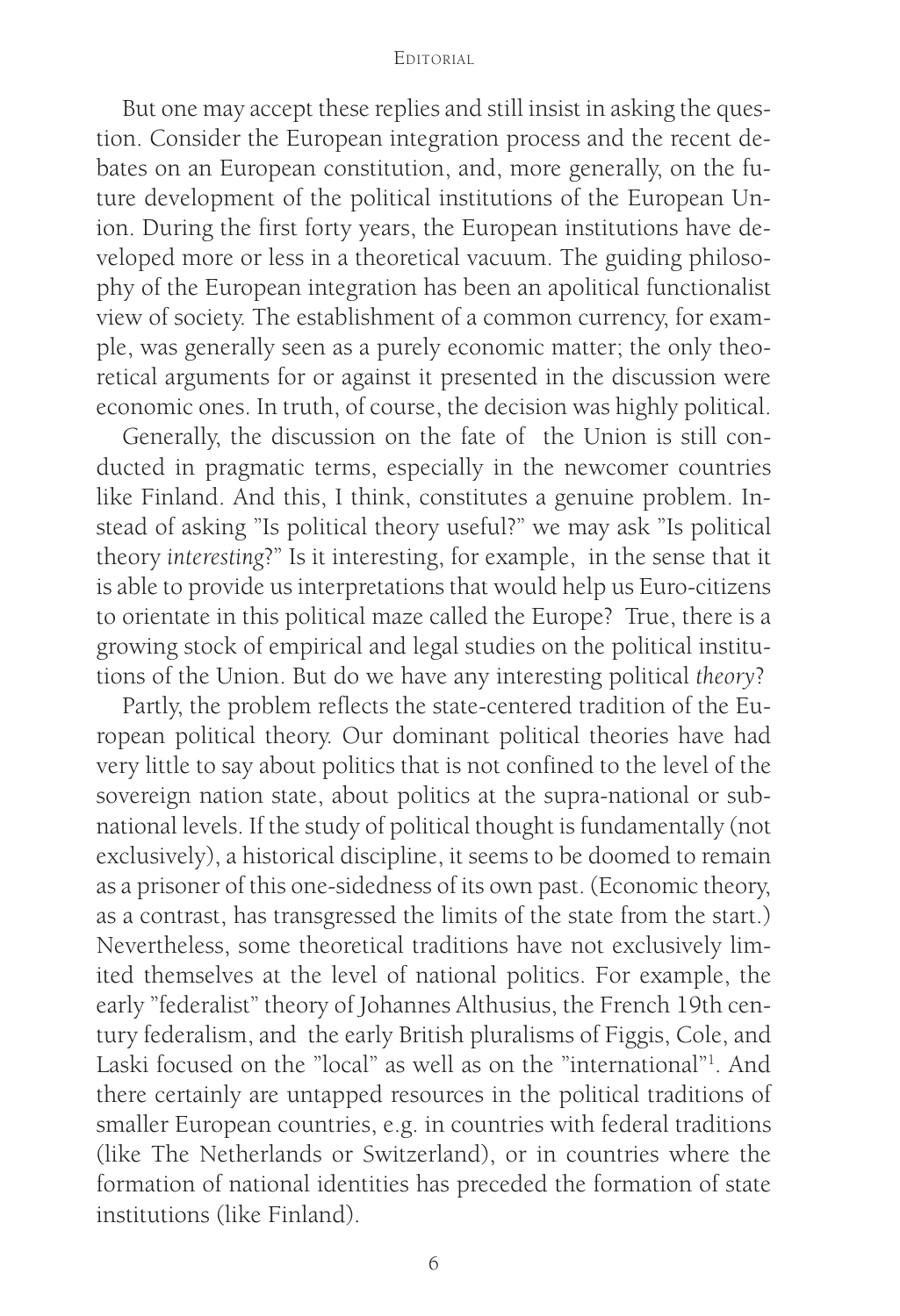But one may accept these replies and still insist in asking the question. Consider the European integration process and the recent debates on an European constitution, and, more generally, on the future development of the political institutions of the European Union. During the first forty years, the European institutions have developed more or less in a theoretical vacuum. The guiding philosophy of the European integration has been an apolitical functionalist view of society. The establishment of a common currency, for example, was generally seen as a purely economic matter; the only theoretical arguments for or against it presented in the discussion were economic ones. In truth, of course, the decision was highly political.

Generally, the discussion on the fate of the Union is still conducted in pragmatic terms, especially in the newcomer countries like Finland. And this, I think, constitutes a genuine problem. Instead of asking "Is political theory useful?" we may ask "Is political theory *interesting*?" Is it interesting, for example, in the sense that it is able to provide us interpretations that would help us Euro-citizens to orientate in this political maze called the Europe? True, there is a growing stock of empirical and legal studies on the political institutions of the Union. But do we have any interesting political *theory*?

Partly, the problem reflects the state-centered tradition of the European political theory. Our dominant political theories have had very little to say about politics that is not confined to the level of the sovereign nation state, about politics at the supra-national or subnational levels. If the study of political thought is fundamentally (not exclusively), a historical discipline, it seems to be doomed to remain as a prisoner of this one-sidedness of its own past. (Economic theory, as a contrast, has transgressed the limits of the state from the start.) Nevertheless, some theoretical traditions have not exclusively limited themselves at the level of national politics. For example, the early "federalist" theory of Johannes Althusius, the French 19th century federalism, and the early British pluralisms of Figgis, Cole, and Laski focused on the "local" as well as on the "international"[1]. And there certainly are untapped resources in the political traditions of smaller European countries, e.g. in countries with federal traditions (like The Netherlands or Switzerland), or in countries where the formation of national identities has preceded the formation of state institutions (like Finland).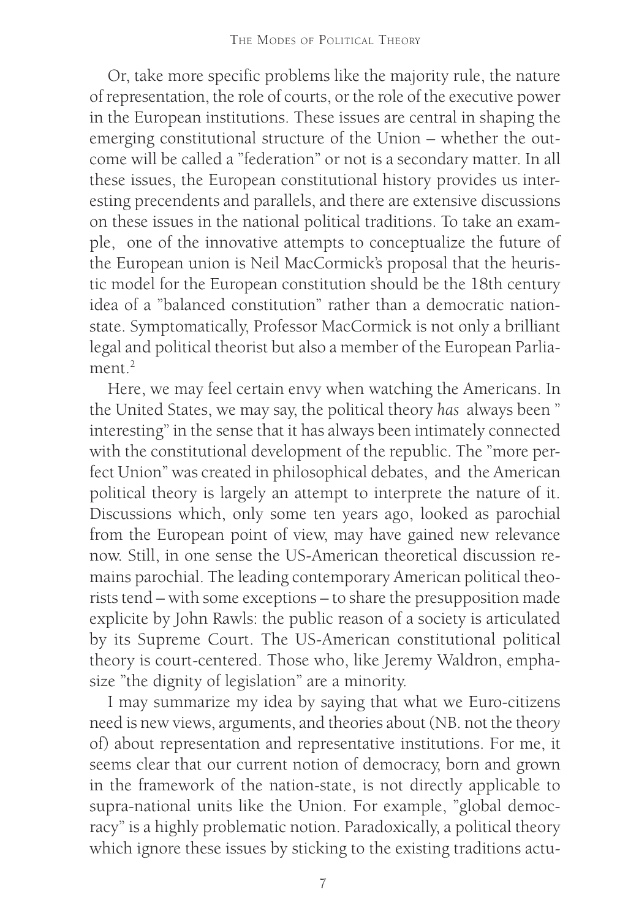Or, take more specific problems like the majority rule, the nature of representation, the role of courts, or the role of the executive power in the European institutions. These issues are central in shaping the emerging constitutional structure of the Union – whether the outcome will be called a "federation" or not is a secondary matter. In all these issues, the European constitutional history provides us interesting precendents and parallels, and there are extensive discussions on these issues in the national political traditions. To take an example, one of the innovative attempts to conceptualize the future of the European union is Neil MacCormick's proposal that the heuristic model for the European constitution should be the 18th century idea of a "balanced constitution" rather than a democratic nation-state. Symptomatically, Professor MacCormick is not only a brilliant legal and political theorist but also a member of the European Parliament.[2]

Here, we may feel certain envy when watching the Americans. In the United States, we may say, the political theory *has* always been " interesting" in the sense that it has always been intimately connected with the constitutional development of the republic. The "more perfect Union" was created in philosophical debates, and the American political theory is largely an attempt to interprete the nature of it. Discussions which, only some ten years ago, looked as parochial from the European point of view, may have gained new relevance now. Still, in one sense the US-American theoretical discussion remains parochial. The leading contemporary American political theorists tend – with some exceptions – to share the presupposition made explicite by John Rawls: the public reason of a society is articulated by its Supreme Court. The US-American constitutional political theory is court-centered. Those who, like Jeremy Waldron, emphasize "the dignity of legislation" are a minority.

I may summarize my idea by saying that what we Euro-citizens need is new views, arguments, and theories about (NB. not the the*ory* of) about representation and representative institutions. For me, it seems clear that our current notion of democracy, born and grown in the framework of the nation-state, is not directly applicable to supra-national units like the Union. For example, "global democracy" is a highly problematic notion. Paradoxically, a political theory which ignore these issues by sticking to the existing traditions actu-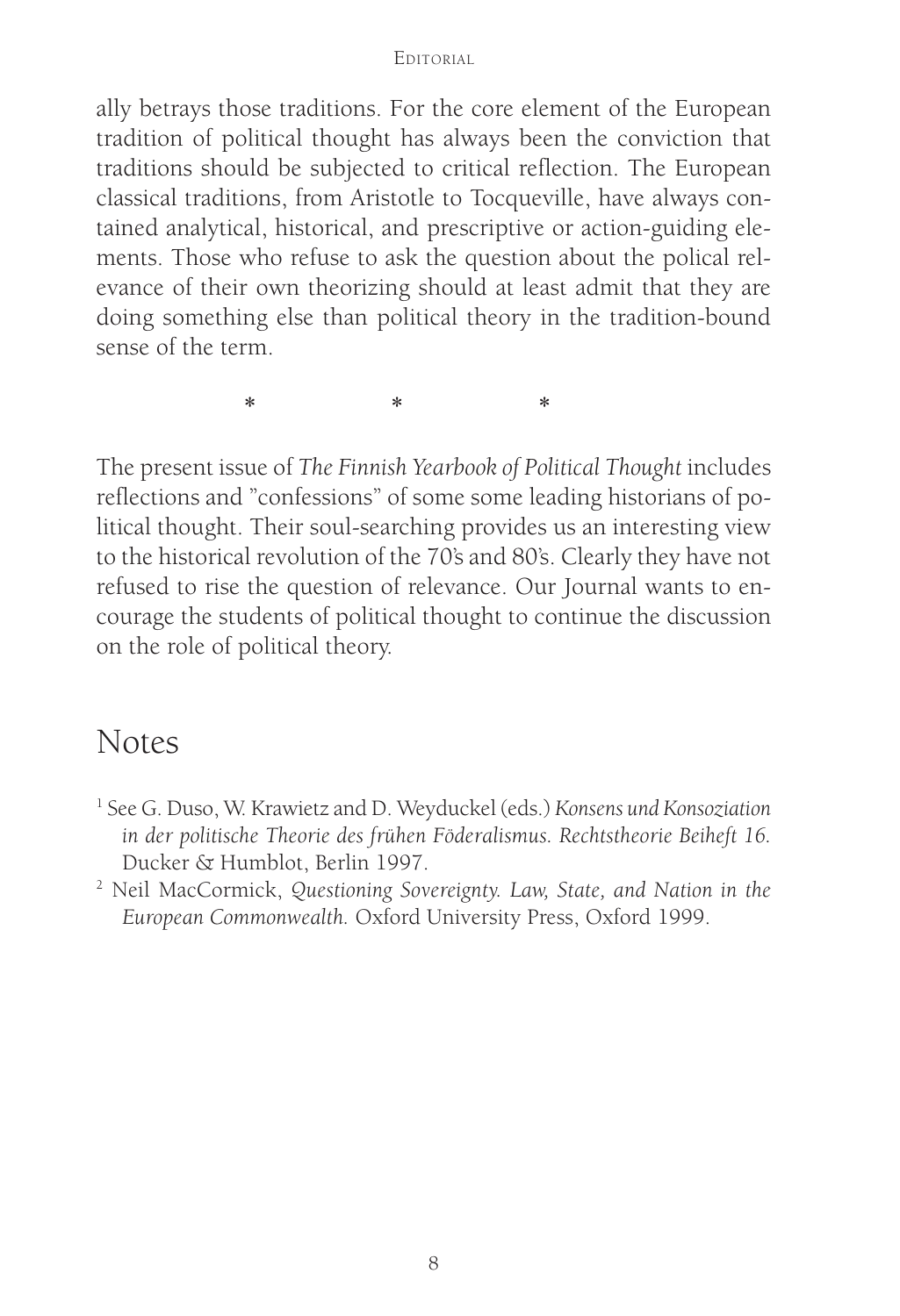ally betrays those traditions. For the core element of the European tradition of political thought has always been the conviction that traditions should be subjected to critical reflection. The European classical traditions, from Aristotle to Tocqueville, have always contained analytical, historical, and prescriptive or action-guiding elements. Those who refuse to ask the question about the polical relevance of their own theorizing should at least admit that they are doing something else than political theory in the tradition-bound sense of the term.

\* \* \*

The present issue of *The Finnish Yearbook of Political Thought* includes reflections and "confessions" of some some leading historians of political thought. Their soul-searching provides us an interesting view to the historical revolution of the 70's and 80's. Clearly they have not refused to rise the question of relevance. Our Journal wants to encourage the students of political thought to continue the discussion on the role of political theory.

## Notes

[1] See G. Duso, W. Krawietz and D. Weyduckel (eds.) *Konsens und Konsoziation in der politische Theorie des frühen Föderalismus. Rechtstheorie Beiheft 16.* Ducker & Humblot, Berlin 1997.

[2] Neil MacCormick, *Questioning Sovereignty. Law, State, and Nation in the European Commonwealth.* Oxford University Press, Oxford 1999.